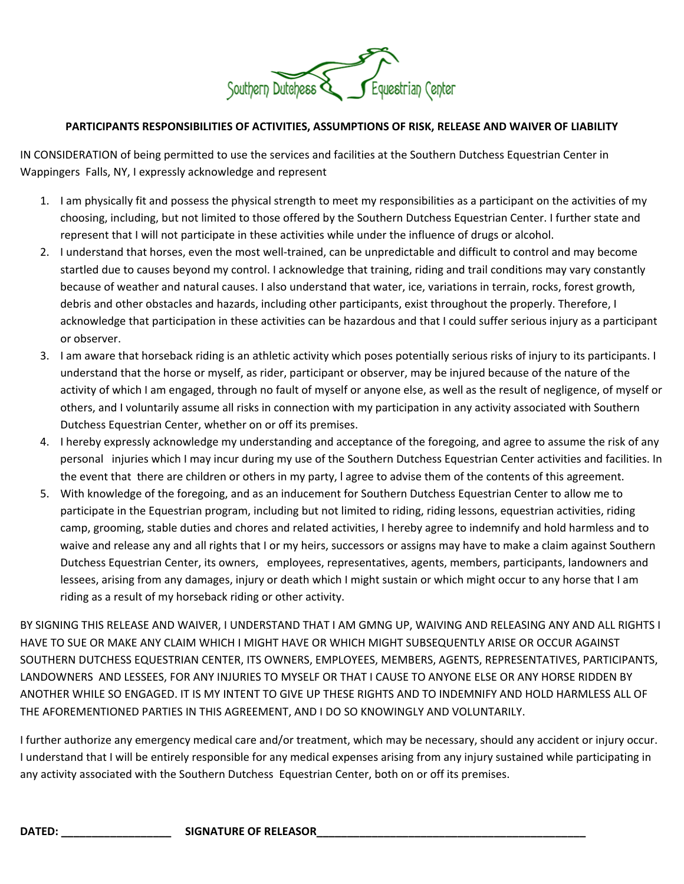Southern Dutchess Equestrian Center

**PARTICIPANTS RESPONSIBILITIES OF ACTIVITIES, ASSUMPTIONS OF RISK, RELEASE AND WAIVER OF LIABILITY**

IN CONSIDERATION of being permitted to use the services and facilities at the Southern Dutchess Equestrian Center in Wappingers Falls, NY, I expressly acknowledge and represent

1. I am physically fit and possess the physical strength to meet my responsibilities as a participant on the activities of my choosing, including, but not limited to those offered by the Southern Dutchess Equestrian Center. I further state and represent that I will not participate in these activities while under the influence of drugs or alcohol.
2. I understand that horses, even the most well-trained, can be unpredictable and difficult to control and may become startled due to causes beyond my control. I acknowledge that training, riding and trail conditions may vary constantly because of weather and natural causes. I also understand that water, ice, variations in terrain, rocks, forest growth, debris and other obstacles and hazards, including other participants, exist throughout the properly. Therefore, I acknowledge that participation in these activities can be hazardous and that I could suffer serious injury as a participant or observer.
3. I am aware that horseback riding is an athletic activity which poses potentially serious risks of injury to its participants. I understand that the horse or myself, as rider, participant or observer, may be injured because of the nature of the activity of which I am engaged, through no fault of myself or anyone else, as well as the result of negligence, of myself or others, and I voluntarily assume all risks in connection with my participation in any activity associated with Southern Dutchess Equestrian Center, whether on or off its premises.
4. I hereby expressly acknowledge my understanding and acceptance of the foregoing, and agree to assume the risk of any personal injuries which I may incur during my use of the Southern Dutchess Equestrian Center activities and facilities. In the event that there are children or others in my party, l agree to advise them of the contents of this agreement.
5. With knowledge of the foregoing, and as an inducement for Southern Dutchess Equestrian Center to allow me to participate in the Equestrian program, including but not limited to riding, riding lessons, equestrian activities, riding camp, grooming, stable duties and chores and related activities, I hereby agree to indemnify and hold harmless and to waive and release any and all rights that I or my heirs, successors or assigns may have to make a claim against Southern Dutchess Equestrian Center, its owners, employees, representatives, agents, members, participants, landowners and lessees, arising from any damages, injury or death which I might sustain or which might occur to any horse that I am riding as a result of my horseback riding or other activity.

BY SIGNING THIS RELEASE AND WAIVER, I UNDERSTAND THAT I AM GMNG UP, WAIVING AND RELEASING ANY AND ALL RIGHTS I HAVE TO SUE OR MAKE ANY CLAIM WHICH I MIGHT HAVE OR WHICH MIGHT SUBSEQUENTLY ARISE OR OCCUR AGAINST SOUTHERN DUTCHESS EQUESTRIAN CENTER, ITS OWNERS, EMPLOYEES, MEMBERS, AGENTS, REPRESENTATIVES, PARTICIPANTS, LANDOWNERS AND LESSEES, FOR ANY INJURIES TO MYSELF OR THAT I CAUSE TO ANYONE ELSE OR ANY HORSE RIDDEN BY ANOTHER WHILE SO ENGAGED. IT IS MY INTENT TO GIVE UP THESE RIGHTS AND TO INDEMNIFY AND HOLD HARMLESS ALL OF THE AFOREMENTIONED PARTIES IN THIS AGREEMENT, AND I DO SO KNOWINGLY AND VOLUNTARILY.

I further authorize any emergency medical care and/or treatment, which may be necessary, should any accident or injury occur. I understand that I will be entirely responsible for any medical expenses arising from any injury sustained while participating in any activity associated with the Southern Dutchess Equestrian Center, both on or off its premises.

**DATED:** ___________________ **SIGNATURE OF RELEASOR**_______________________________________________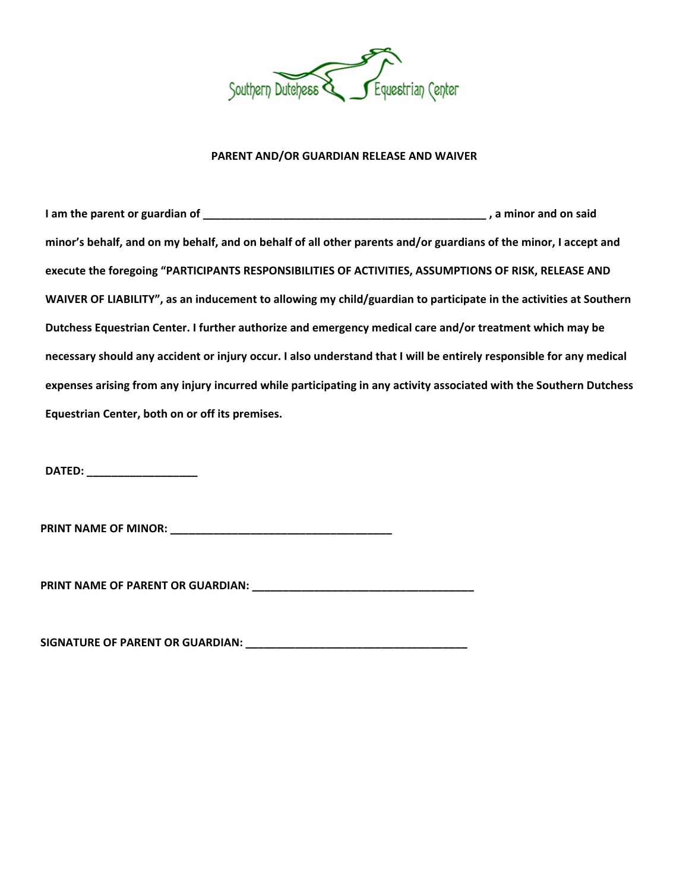Southern Dutchess Equestrian Center

**PARENT AND/OR GUARDIAN RELEASE AND WAIVER**

**I am the parent or guardian of _______________________________________________ , a minor and on said minor's behalf, and on my behalf, and on behalf of all other parents and/or guardians of the minor, I accept and execute the foregoing "PARTICIPANTS RESPONSIBILITIES OF ACTIVITIES, ASSUMPTIONS OF RISK, RELEASE AND WAIVER OF LIABILITY", as an inducement to allowing my child/guardian to participate in the activities at Southern Dutchess Equestrian Center. I further authorize and emergency medical care and/or treatment which may be necessary should any accident or injury occur. I also understand that I will be entirely responsible for any medical expenses arising from any injury incurred while participating in any activity associated with the Southern Dutchess Equestrian Center, both on or off its premises.**

**DATED:** ___________________

**PRINT NAME OF MINOR:** _____________________________________

**PRINT NAME OF PARENT OR GUARDIAN:** _____________________________________

**SIGNATURE OF PARENT OR GUARDIAN:** _____________________________________